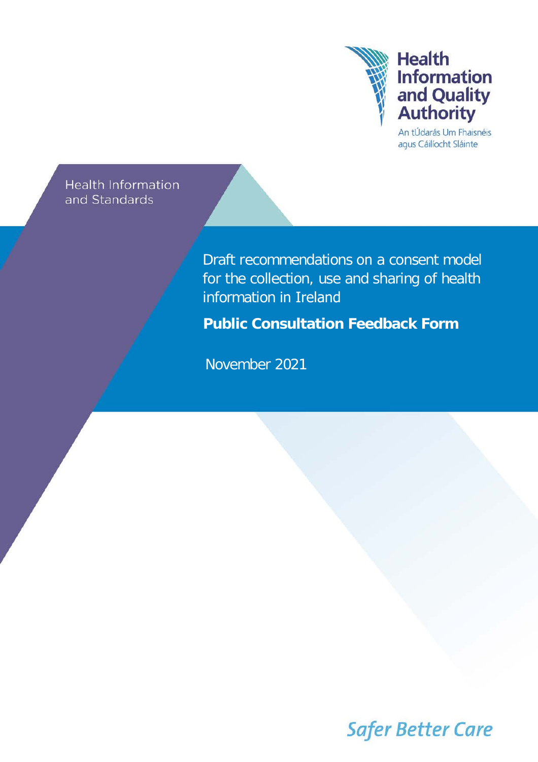Health Information and Quality Authority

An tÚdarás Um Fhaisnéis agus Cáilíocht Sláinte

Health Information and Standards

# Draft recommendations on a consent model for the collection, use and sharing of health information in Ireland

## Public Consultation Feedback Form

November 2021

Safer Better Care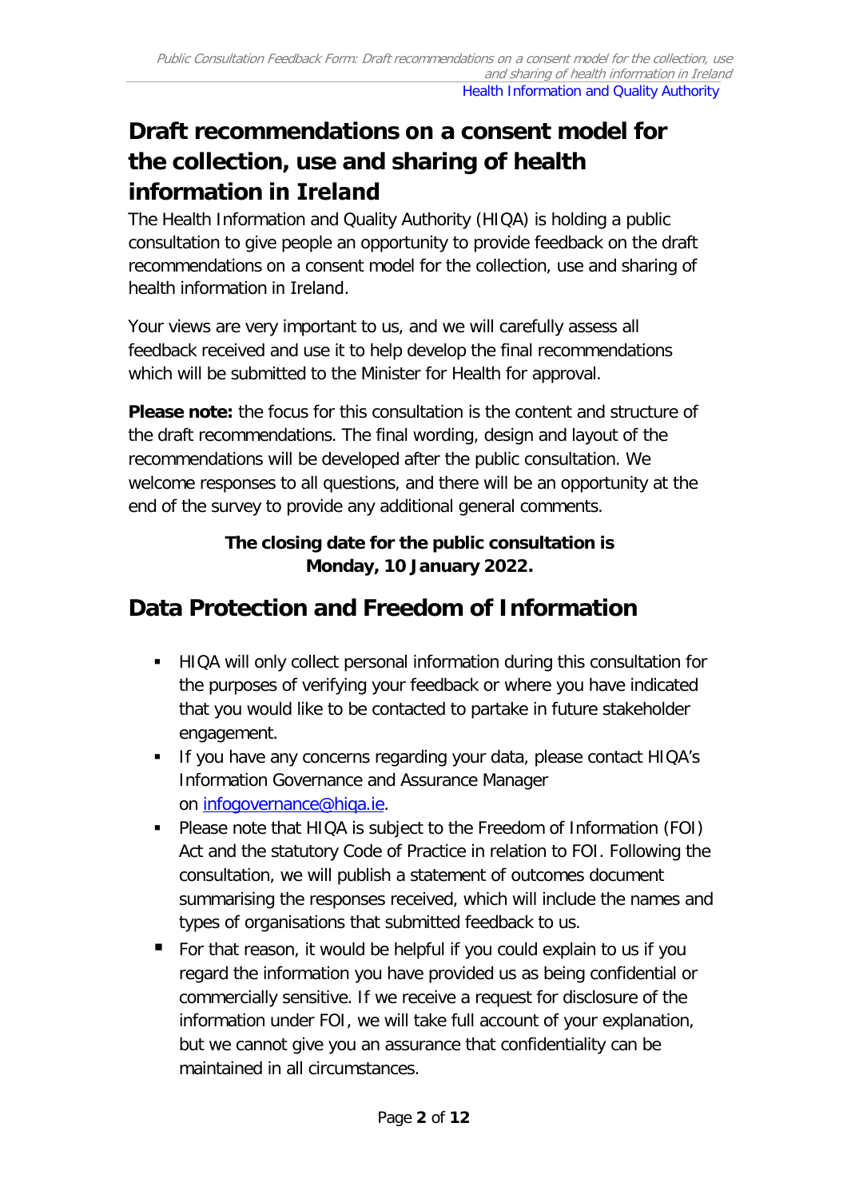# Draft recommendations on a consent model for the collection, use and sharing of health information in Ireland

The Health Information and Quality Authority (HIQA) is holding a public consultation to give people an opportunity to provide feedback on the draft recommendations on a consent model for the collection, use and sharing of health information in Ireland.

Your views are very important to us, and we will carefully assess all feedback received and use it to help develop the final recommendations which will be submitted to the Minister for Health for approval.

**Please note:** the focus for this consultation is the content and structure of the draft recommendations. The final wording, design and layout of the recommendations will be developed after the public consultation. We welcome responses to all questions, and there will be an opportunity at the end of the survey to provide any additional general comments.

**The closing date for the public consultation is Monday, 10 January 2022.**

# Data Protection and Freedom of Information

- HIQA will only collect personal information during this consultation for the purposes of verifying your feedback or where you have indicated that you would like to be contacted to partake in future stakeholder engagement.
- If you have any concerns regarding your data, please contact HIQA's Information Governance and Assurance Manager on infogovernance@hiqa.ie.
- Please note that HIQA is subject to the Freedom of Information (FOI) Act and the statutory Code of Practice in relation to FOI. Following the consultation, we will publish a statement of outcomes document summarising the responses received, which will include the names and types of organisations that submitted feedback to us.
- For that reason, it would be helpful if you could explain to us if you regard the information you have provided us as being confidential or commercially sensitive. If we receive a request for disclosure of the information under FOI, we will take full account of your explanation, but we cannot give you an assurance that confidentiality can be maintained in all circumstances.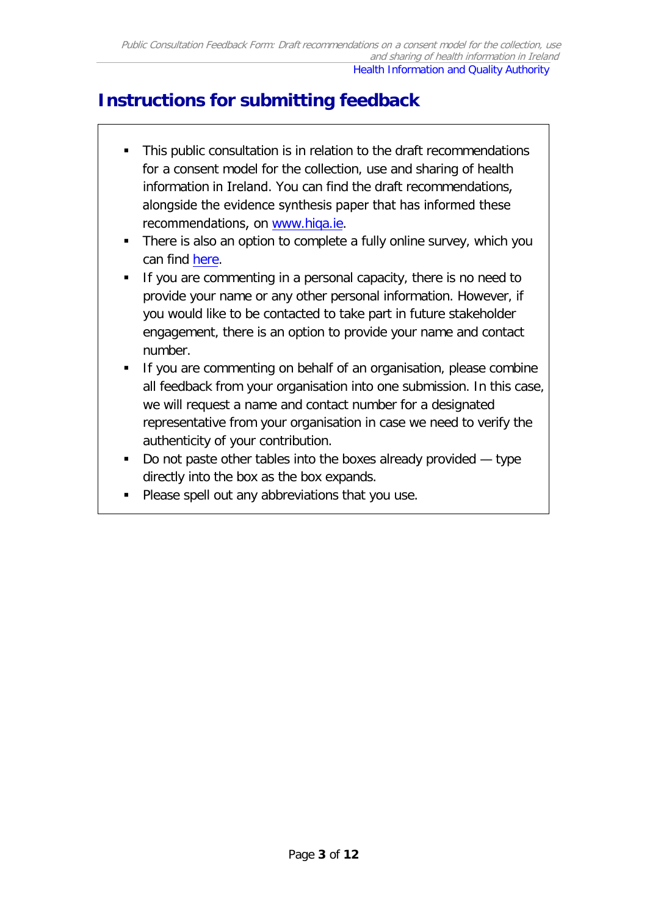# Instructions for submitting feedback

- This public consultation is in relation to the draft recommendations for a consent model for the collection, use and sharing of health information in Ireland. You can find the draft recommendations, alongside the evidence synthesis paper that has informed these recommendations, on [www.hiqa.ie](http://www.hiqa.ie).
- There is also an option to complete a fully online survey, which you can find here.
- If you are commenting in a personal capacity, there is no need to provide your name or any other personal information. However, if you would like to be contacted to take part in future stakeholder engagement, there is an option to provide your name and contact number.
- If you are commenting on behalf of an organisation, please combine all feedback from your organisation into one submission. In this case, we will request a name and contact number for a designated representative from your organisation in case we need to verify the authenticity of your contribution.
- Do not paste other tables into the boxes already provided — type directly into the box as the box expands.
- Please spell out any abbreviations that you use.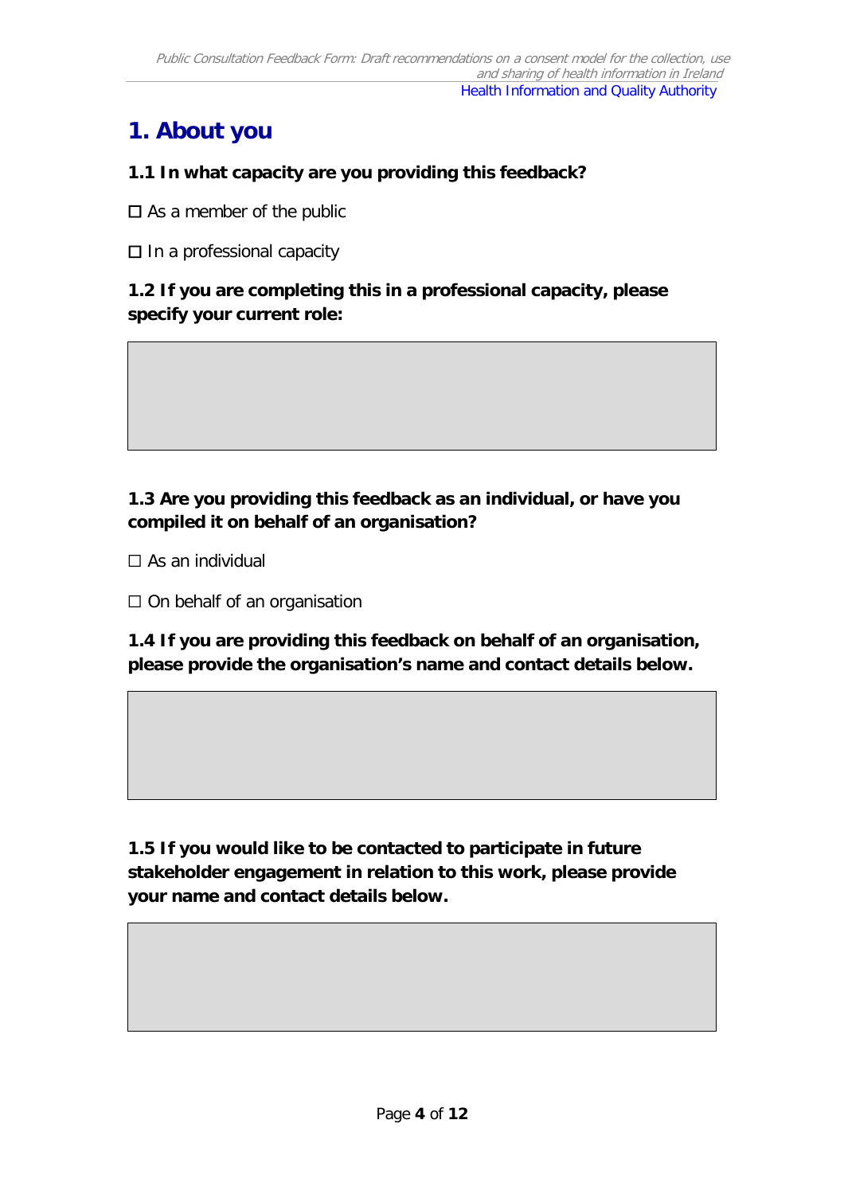# 1. About you

**1.1 In what capacity are you providing this feedback?**

☐ As a member of the public

☐ In a professional capacity

**1.2 If you are completing this in a professional capacity, please specify your current role:**

**1.3 Are you providing this feedback as an individual, or have you compiled it on behalf of an organisation?**

☐ As an individual

☐ On behalf of an organisation

**1.4 If you are providing this feedback on behalf of an organisation, please provide the organisation's name and contact details below.**

**1.5 If you would like to be contacted to participate in future stakeholder engagement in relation to this work, please provide your name and contact details below.**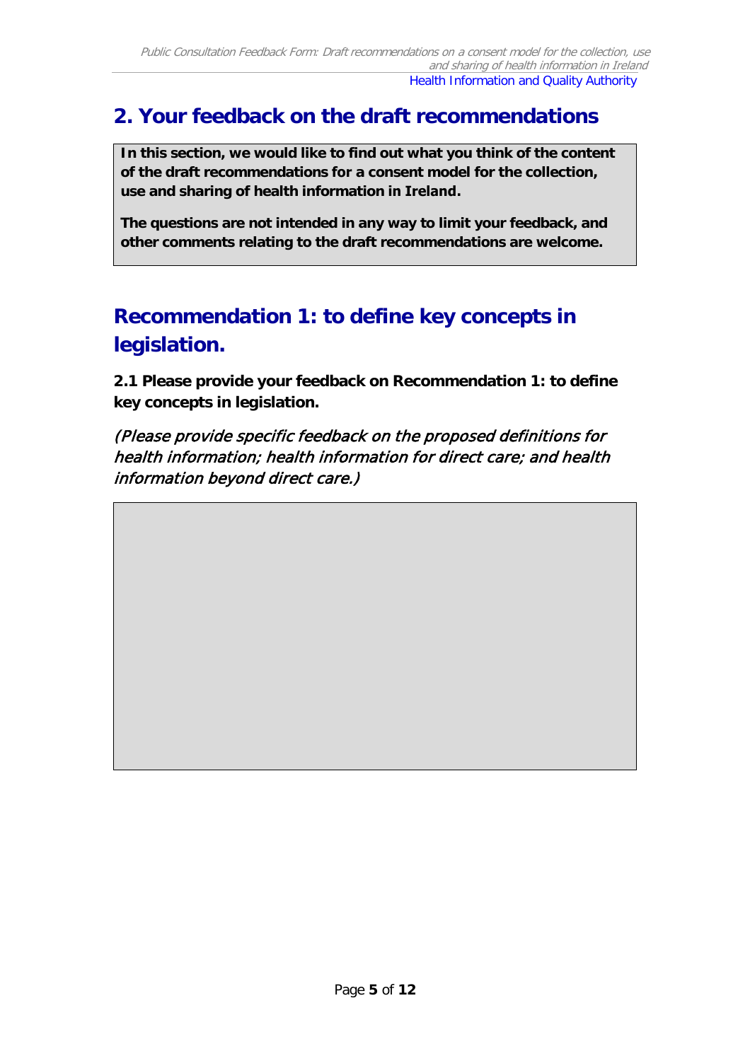## 2. Your feedback on the draft recommendations

**In this section, we would like to find out what you think of the content of the draft recommendations for a consent model for the collection, use and sharing of health information in Ireland.**

**The questions are not intended in any way to limit your feedback, and other comments relating to the draft recommendations are welcome.**

## Recommendation 1: to define key concepts in legislation.

**2.1 Please provide your feedback on Recommendation 1: to define key concepts in legislation.**

*(Please provide specific feedback on the proposed definitions for health information; health information for direct care; and health information beyond direct care.)*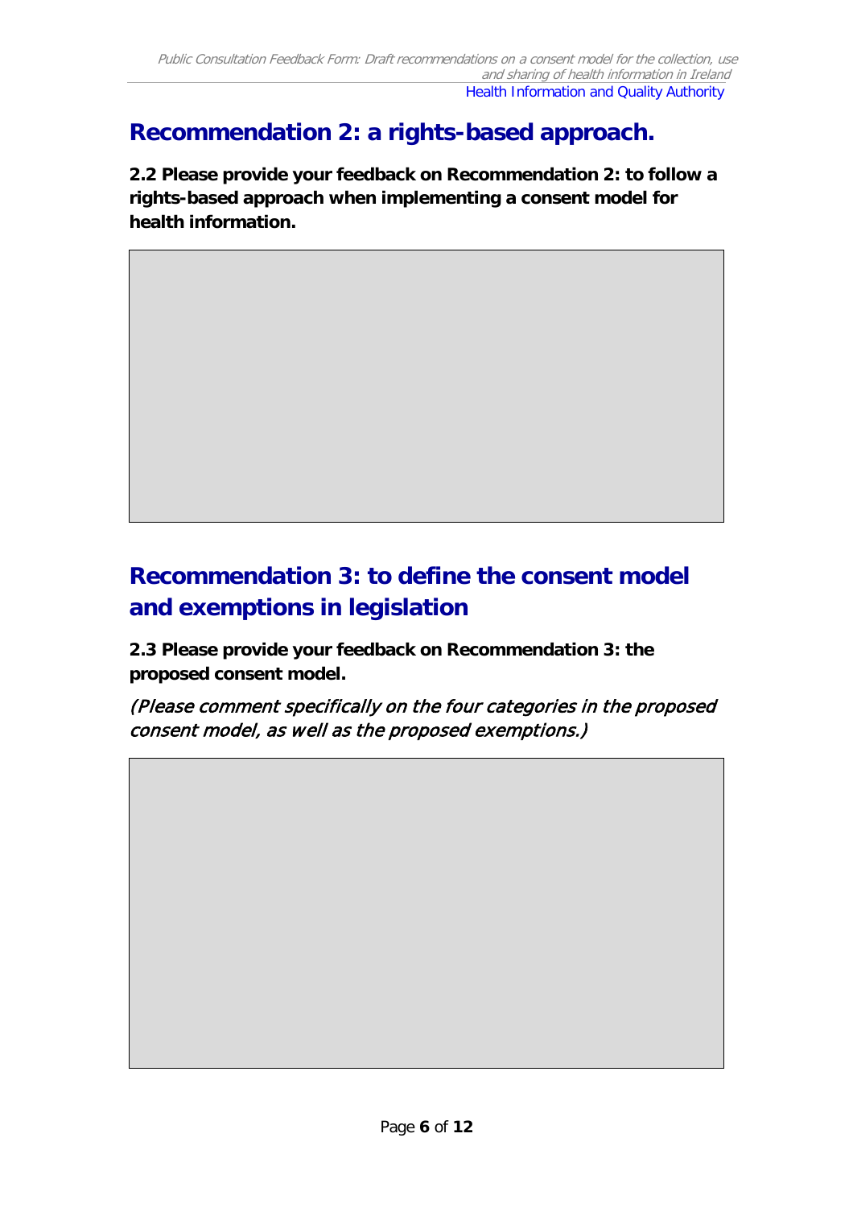## Recommendation 2: a rights-based approach.

**2.2 Please provide your feedback on Recommendation 2: to follow a rights-based approach when implementing a consent model for health information.**

## Recommendation 3: to define the consent model and exemptions in legislation

**2.3 Please provide your feedback on Recommendation 3: the proposed consent model.**

*(Please comment specifically on the four categories in the proposed consent model, as well as the proposed exemptions.)*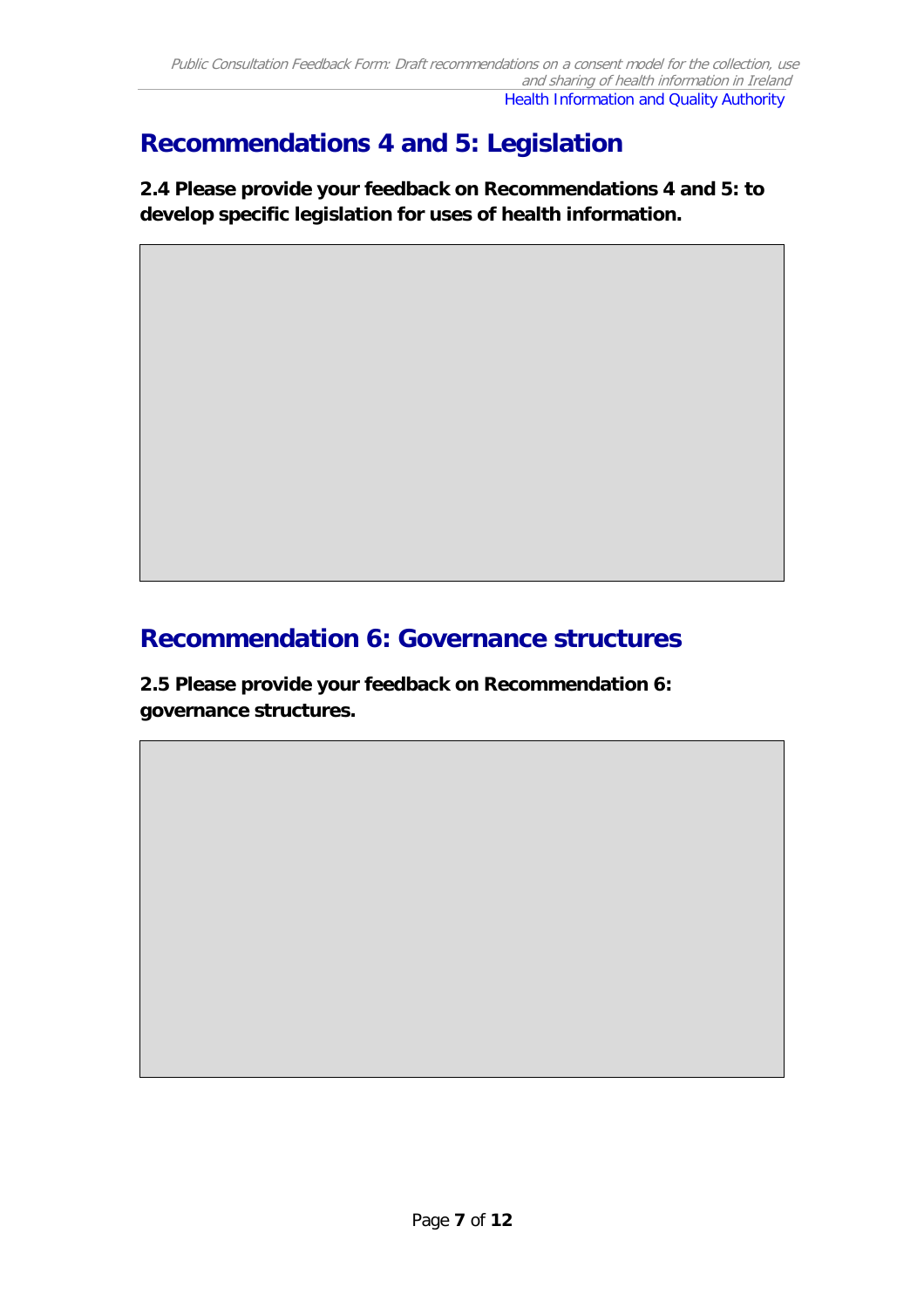## Recommendations 4 and 5: Legislation

**2.4 Please provide your feedback on Recommendations 4 and 5: to develop specific legislation for uses of health information.**

## Recommendation 6: Governance structures

**2.5 Please provide your feedback on Recommendation 6: governance structures.**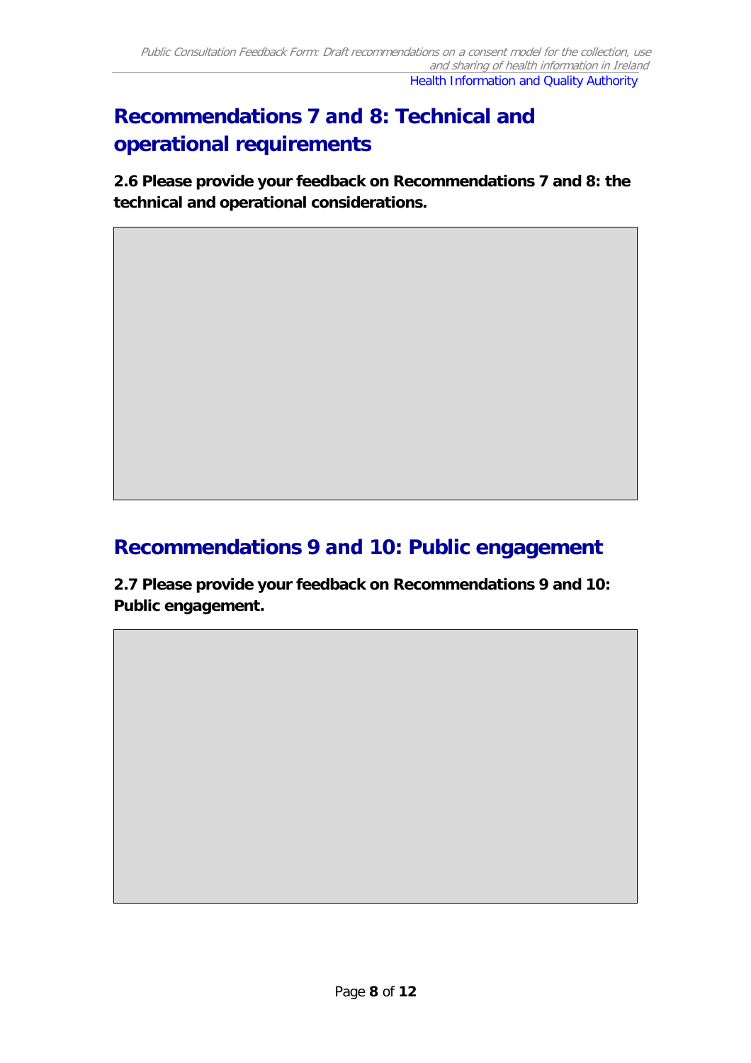## Recommendations 7 and 8: Technical and operational requirements

**2.6 Please provide your feedback on Recommendations 7 and 8: the technical and operational considerations.**

## Recommendations 9 and 10: Public engagement

**2.7 Please provide your feedback on Recommendations 9 and 10: Public engagement.**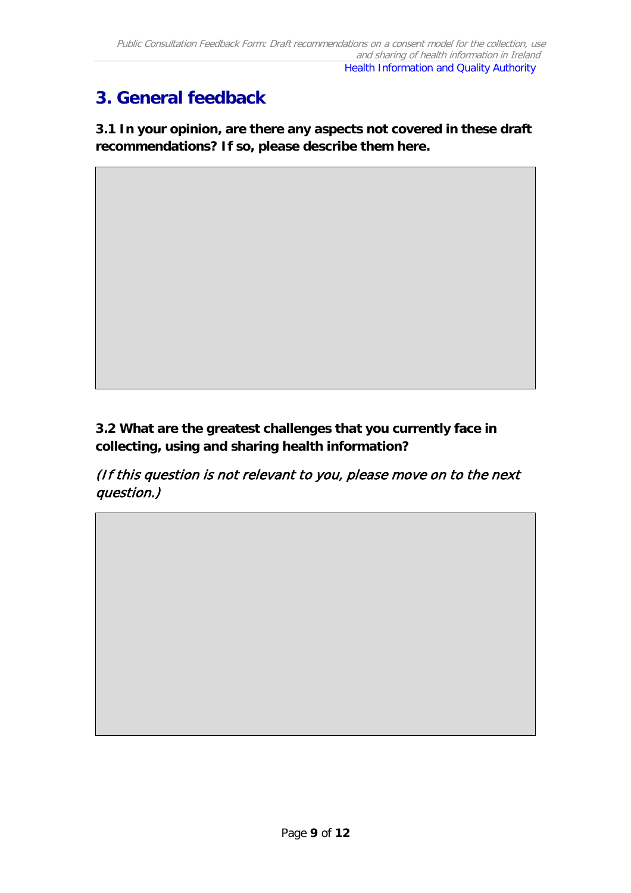## 3. General feedback

**3.1 In your opinion, are there any aspects not covered in these draft recommendations? If so, please describe them here.**

**3.2 What are the greatest challenges that you currently face in collecting, using and sharing health information?**

*(If this question is not relevant to you, please move on to the next question.)*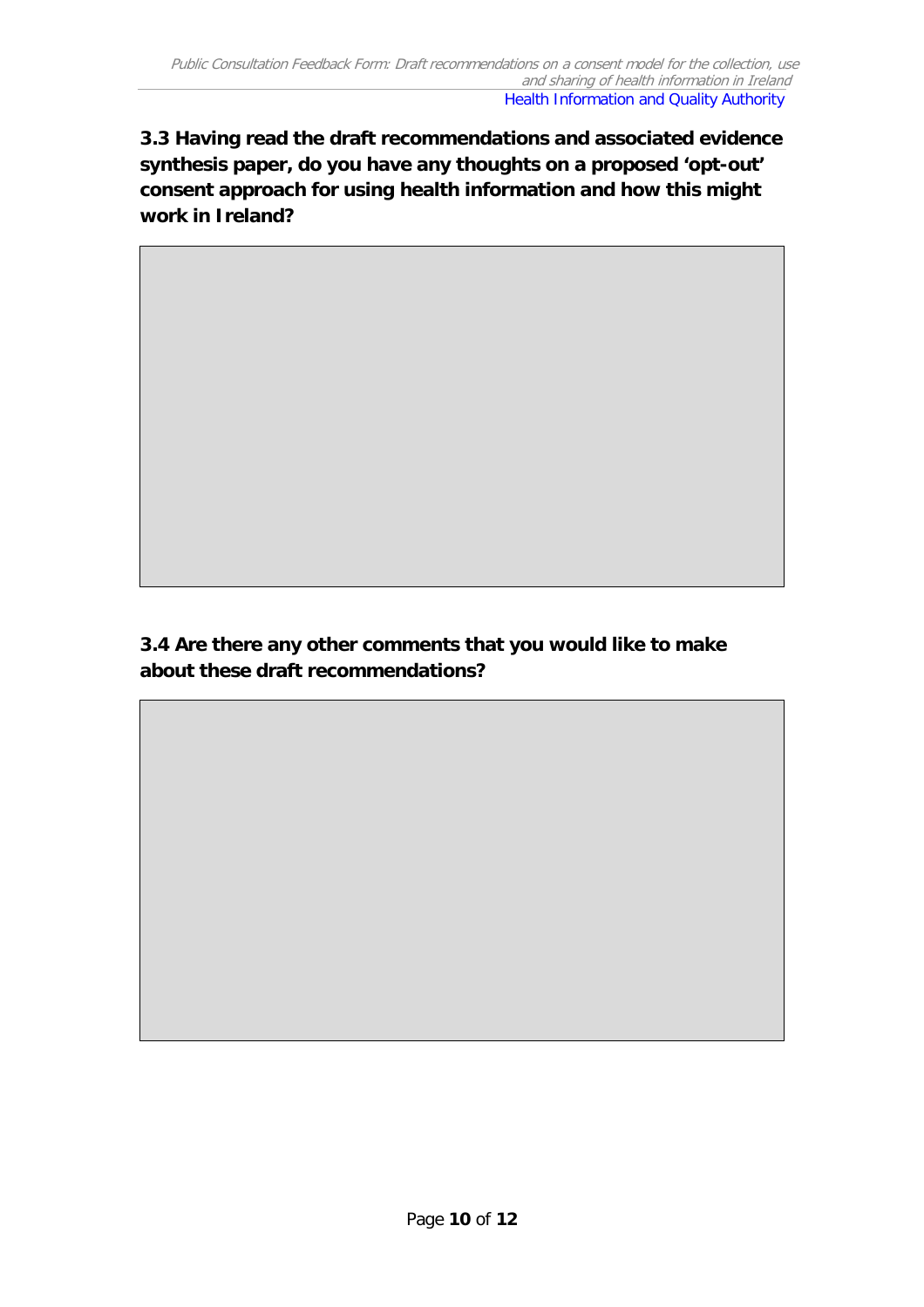**3.3 Having read the draft recommendations and associated evidence synthesis paper, do you have any thoughts on a proposed 'opt-out' consent approach for using health information and how this might work in Ireland?**

**3.4 Are there any other comments that you would like to make about these draft recommendations?**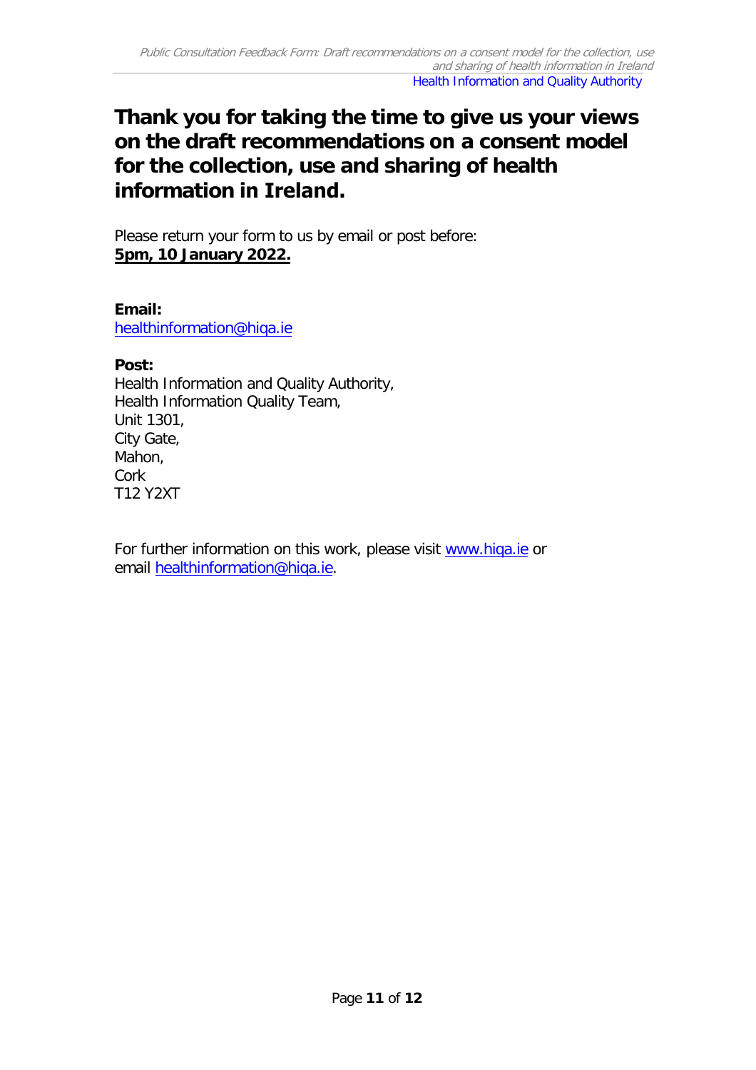# Thank you for taking the time to give us your views on the draft recommendations on a consent model for the collection, use and sharing of health information in Ireland.

Please return your form to us by email or post before:
**5pm, 10 January 2022.**

**Email:**
healthinformation@hiqa.ie

**Post:**
Health Information and Quality Authority,
Health Information Quality Team,
Unit 1301,
City Gate,
Mahon,
Cork
T12 Y2XT

For further information on this work, please visit www.hiqa.ie or email healthinformation@hiqa.ie.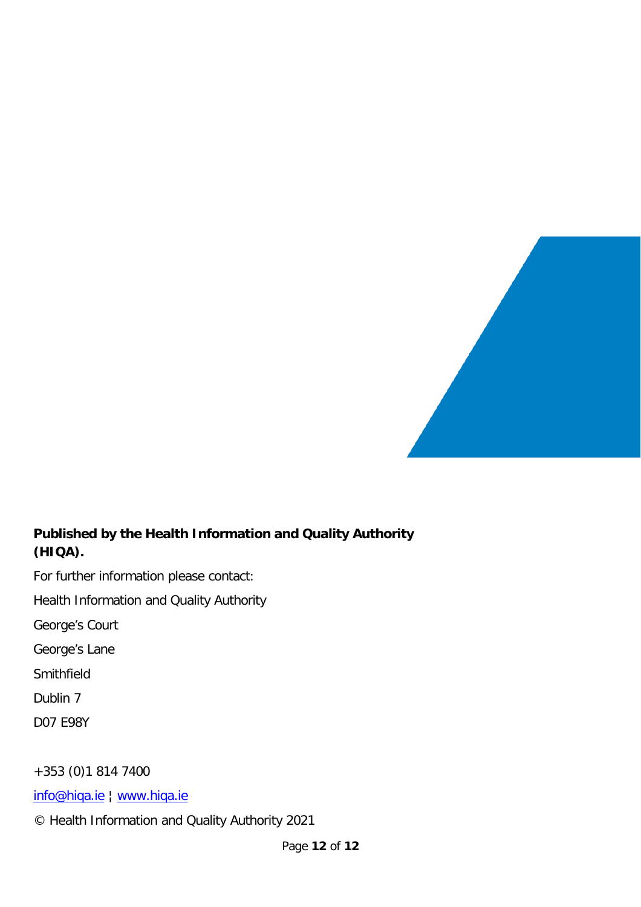**Published by the Health Information and Quality Authority (HIQA).**

For further information please contact:

Health Information and Quality Authority

George's Court

George's Lane

Smithfield

Dublin 7

D07 E98Y

+353 (0)1 814 7400

info@hiqa.ie ¦ www.hiqa.ie

© Health Information and Quality Authority 2021